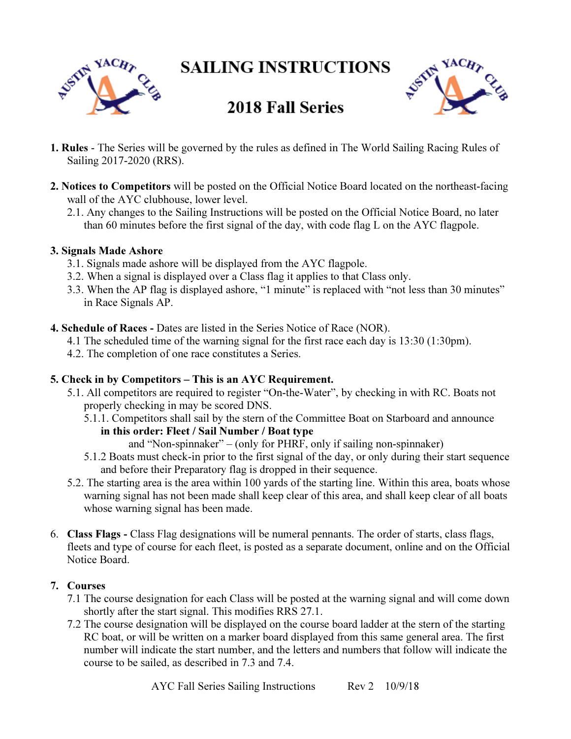# SAILING INSTRUCTIONS

## 2018 Fall Series

**1. Rules** - The Series will be governed by the rules as defined in The World Sailing Racing Rules of Sailing 2017-2020 (RRS).

**2. Notices to Competitors** will be posted on the Official Notice Board located on the northeast-facing wall of the AYC clubhouse, lower level.

2.1. Any changes to the Sailing Instructions will be posted on the Official Notice Board, no later than 60 minutes before the first signal of the day, with code flag L on the AYC flagpole.

**3. Signals Made Ashore**

3.1. Signals made ashore will be displayed from the AYC flagpole.

3.2. When a signal is displayed over a Class flag it applies to that Class only.

3.3. When the AP flag is displayed ashore, "1 minute" is replaced with "not less than 30 minutes" in Race Signals AP.

**4. Schedule of Races -** Dates are listed in the Series Notice of Race (NOR).

4.1 The scheduled time of the warning signal for the first race each day is 13:30 (1:30pm).

4.2. The completion of one race constitutes a Series.

**5. Check in by Competitors – This is an AYC Requirement.**

5.1. All competitors are required to register "On-the-Water", by checking in with RC. Boats not properly checking in may be scored DNS.

5.1.1. Competitors shall sail by the stern of the Committee Boat on Starboard and announce **in this order: Fleet / Sail Number / Boat type** and "Non-spinnaker" – (only for PHRF, only if sailing non-spinnaker)

5.1.2 Boats must check-in prior to the first signal of the day, or only during their start sequence and before their Preparatory flag is dropped in their sequence.

5.2. The starting area is the area within 100 yards of the starting line. Within this area, boats whose warning signal has not been made shall keep clear of this area, and shall keep clear of all boats whose warning signal has been made.

6. **Class Flags -** Class Flag designations will be numeral pennants. The order of starts, class flags, fleets and type of course for each fleet, is posted as a separate document, online and on the Official Notice Board.

**7. Courses**

7.1 The course designation for each Class will be posted at the warning signal and will come down shortly after the start signal. This modifies RRS 27.1.

7.2 The course designation will be displayed on the course board ladder at the stern of the starting RC boat, or will be written on a marker board displayed from this same general area. The first number will indicate the start number, and the letters and numbers that follow will indicate the course to be sailed, as described in 7.3 and 7.4.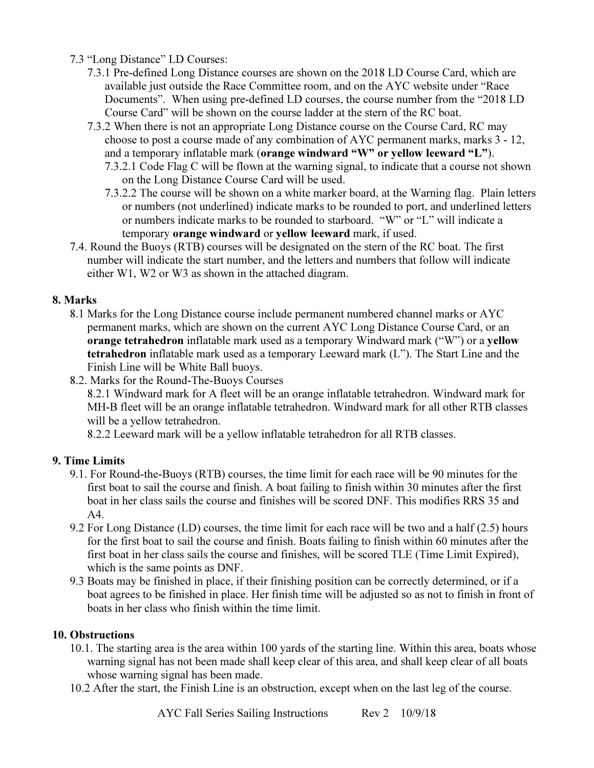7.3 "Long Distance" LD Courses:

7.3.1 Pre-defined Long Distance courses are shown on the 2018 LD Course Card, which are available just outside the Race Committee room, and on the AYC website under "Race Documents". When using pre-defined LD courses, the course number from the "2018 LD Course Card" will be shown on the course ladder at the stern of the RC boat.

7.3.2 When there is not an appropriate Long Distance course on the Course Card, RC may choose to post a course made of any combination of AYC permanent marks, marks 3 - 12, and a temporary inflatable mark (**orange windward "W" or yellow leeward "L"**).

7.3.2.1 Code Flag C will be flown at the warning signal, to indicate that a course not shown on the Long Distance Course Card will be used.

7.3.2.2 The course will be shown on a white marker board, at the Warning flag. Plain letters or numbers (not underlined) indicate marks to be rounded to port, and underlined letters or numbers indicate marks to be rounded to starboard. "W" or "L" will indicate a temporary **orange windward** or **yellow leeward** mark, if used.

7.4. Round the Buoys (RTB) courses will be designated on the stern of the RC boat. The first number will indicate the start number, and the letters and numbers that follow will indicate either W1, W2 or W3 as shown in the attached diagram.

## 8. Marks

8.1 Marks for the Long Distance course include permanent numbered channel marks or AYC permanent marks, which are shown on the current AYC Long Distance Course Card, or an **orange tetrahedron** inflatable mark used as a temporary Windward mark ("W") or a **yellow tetrahedron** inflatable mark used as a temporary Leeward mark (L"). The Start Line and the Finish Line will be White Ball buoys.

8.2. Marks for the Round-The-Buoys Courses

8.2.1 Windward mark for A fleet will be an orange inflatable tetrahedron. Windward mark for MH-B fleet will be an orange inflatable tetrahedron. Windward mark for all other RTB classes will be a yellow tetrahedron.

8.2.2 Leeward mark will be a yellow inflatable tetrahedron for all RTB classes.

## 9. Time Limits

9.1. For Round-the-Buoys (RTB) courses, the time limit for each race will be 90 minutes for the first boat to sail the course and finish. A boat failing to finish within 30 minutes after the first boat in her class sails the course and finishes will be scored DNF. This modifies RRS 35 and A4.

9.2 For Long Distance (LD) courses, the time limit for each race will be two and a half (2.5) hours for the first boat to sail the course and finish. Boats failing to finish within 60 minutes after the first boat in her class sails the course and finishes, will be scored TLE (Time Limit Expired), which is the same points as DNF.

9.3 Boats may be finished in place, if their finishing position can be correctly determined, or if a boat agrees to be finished in place. Her finish time will be adjusted so as not to finish in front of boats in her class who finish within the time limit.

## 10. Obstructions

10.1. The starting area is the area within 100 yards of the starting line. Within this area, boats whose warning signal has not been made shall keep clear of this area, and shall keep clear of all boats whose warning signal has been made.

10.2 After the start, the Finish Line is an obstruction, except when on the last leg of the course.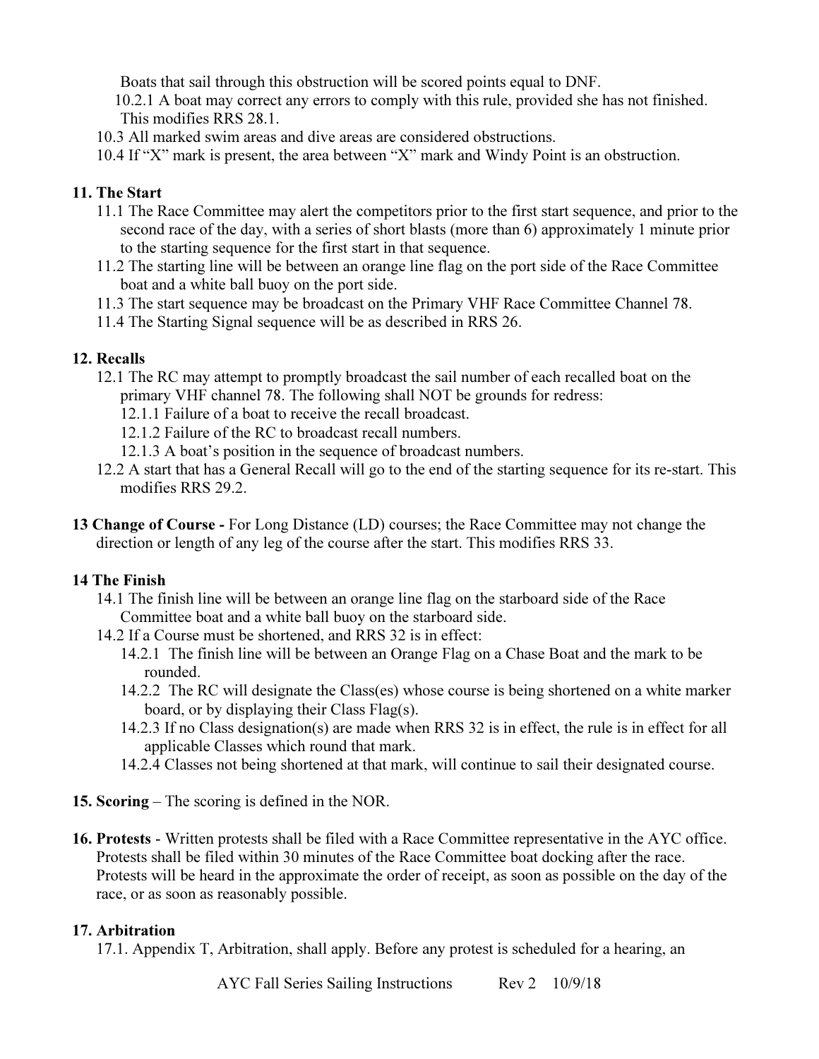Boats that sail through this obstruction will be scored points equal to DNF.

10.2.1 A boat may correct any errors to comply with this rule, provided she has not finished. This modifies RRS 28.1.

10.3 All marked swim areas and dive areas are considered obstructions.

10.4 If "X" mark is present, the area between "X" mark and Windy Point is an obstruction.

**11. The Start**

11.1 The Race Committee may alert the competitors prior to the first start sequence, and prior to the second race of the day, with a series of short blasts (more than 6) approximately 1 minute prior to the starting sequence for the first start in that sequence.

11.2 The starting line will be between an orange line flag on the port side of the Race Committee boat and a white ball buoy on the port side.

11.3 The start sequence may be broadcast on the Primary VHF Race Committee Channel 78.

11.4 The Starting Signal sequence will be as described in RRS 26.

**12. Recalls**

12.1 The RC may attempt to promptly broadcast the sail number of each recalled boat on the primary VHF channel 78. The following shall NOT be grounds for redress:

12.1.1 Failure of a boat to receive the recall broadcast.

12.1.2 Failure of the RC to broadcast recall numbers.

12.1.3 A boat's position in the sequence of broadcast numbers.

12.2 A start that has a General Recall will go to the end of the starting sequence for its re-start. This modifies RRS 29.2.

**13 Change of Course -** For Long Distance (LD) courses; the Race Committee may not change the direction or length of any leg of the course after the start. This modifies RRS 33.

**14 The Finish**

14.1 The finish line will be between an orange line flag on the starboard side of the Race Committee boat and a white ball buoy on the starboard side.

14.2 If a Course must be shortened, and RRS 32 is in effect:

14.2.1 The finish line will be between an Orange Flag on a Chase Boat and the mark to be rounded.

14.2.2 The RC will designate the Class(es) whose course is being shortened on a white marker board, or by displaying their Class Flag(s).

14.2.3 If no Class designation(s) are made when RRS 32 is in effect, the rule is in effect for all applicable Classes which round that mark.

14.2.4 Classes not being shortened at that mark, will continue to sail their designated course.

**15. Scoring** – The scoring is defined in the NOR.

**16. Protests** - Written protests shall be filed with a Race Committee representative in the AYC office. Protests shall be filed within 30 minutes of the Race Committee boat docking after the race. Protests will be heard in the approximate the order of receipt, as soon as possible on the day of the race, or as soon as reasonably possible.

**17. Arbitration**

17.1. Appendix T, Arbitration, shall apply. Before any protest is scheduled for a hearing, an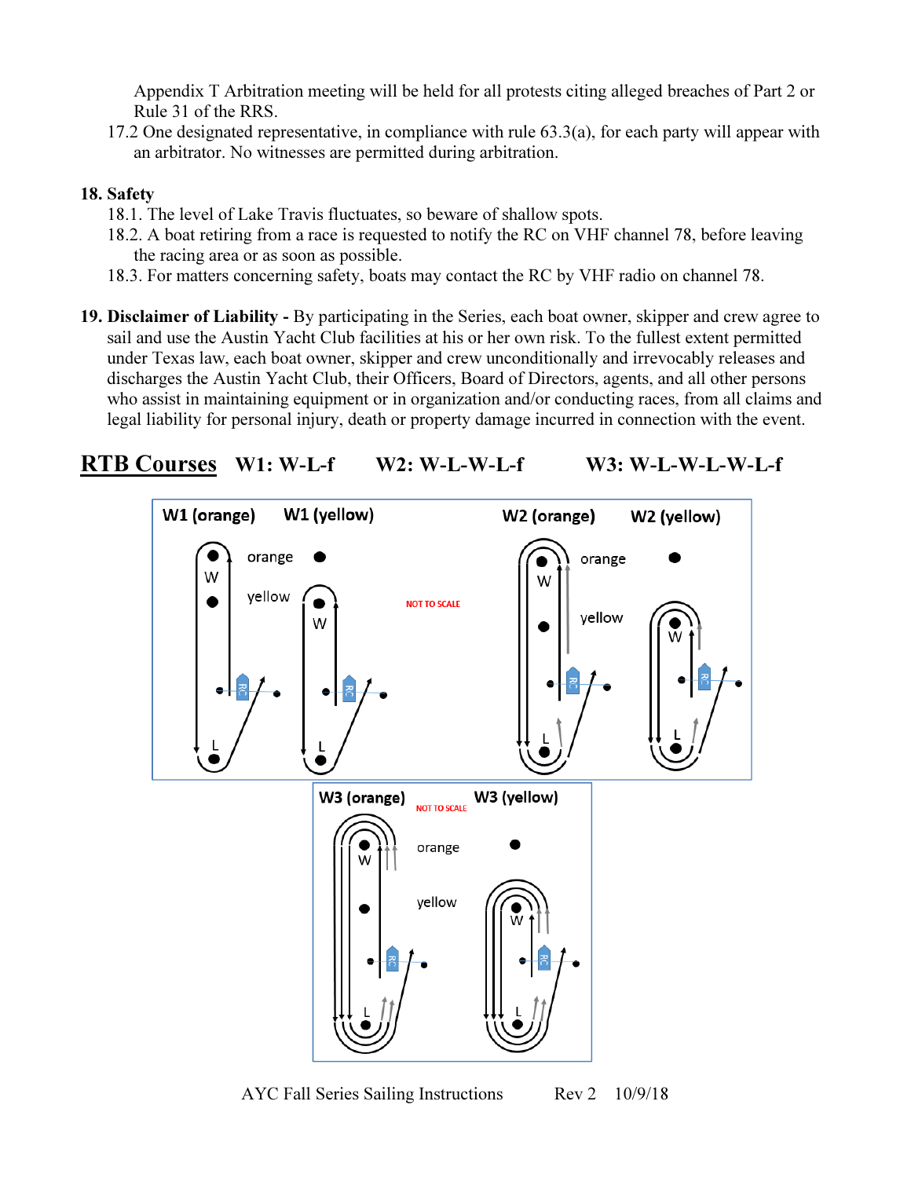Appendix T Arbitration meeting will be held for all protests citing alleged breaches of Part 2 or Rule 31 of the RRS.

17.2 One designated representative, in compliance with rule 63.3(a), for each party will appear with an arbitrator. No witnesses are permitted during arbitration.

**18. Safety**

18.1. The level of Lake Travis fluctuates, so beware of shallow spots.

18.2. A boat retiring from a race is requested to notify the RC on VHF channel 78, before leaving the racing area or as soon as possible.

18.3. For matters concerning safety, boats may contact the RC by VHF radio on channel 78.

**19. Disclaimer of Liability -** By participating in the Series, each boat owner, skipper and crew agree to sail and use the Austin Yacht Club facilities at his or her own risk. To the fullest extent permitted under Texas law, each boat owner, skipper and crew unconditionally and irrevocably releases and discharges the Austin Yacht Club, their Officers, Board of Directors, agents, and all other persons who assist in maintaining equipment or in organization and/or conducting races, from all claims and legal liability for personal injury, death or property damage incurred in connection with the event.

## <u>RTB Courses</u> W1: W-L-f W2: W-L-W-L-f W3: W-L-W-L-W-L-f

W1 (orange) W1 (yellow)

orange

yellow

W

L

RC

NOT TO SCALE

W2 (orange) W2 (yellow)

orange

yellow

W

L

RC

W3 (orange) W3 (yellow)

NOT TO SCALE

orange

yellow

W

L

RC